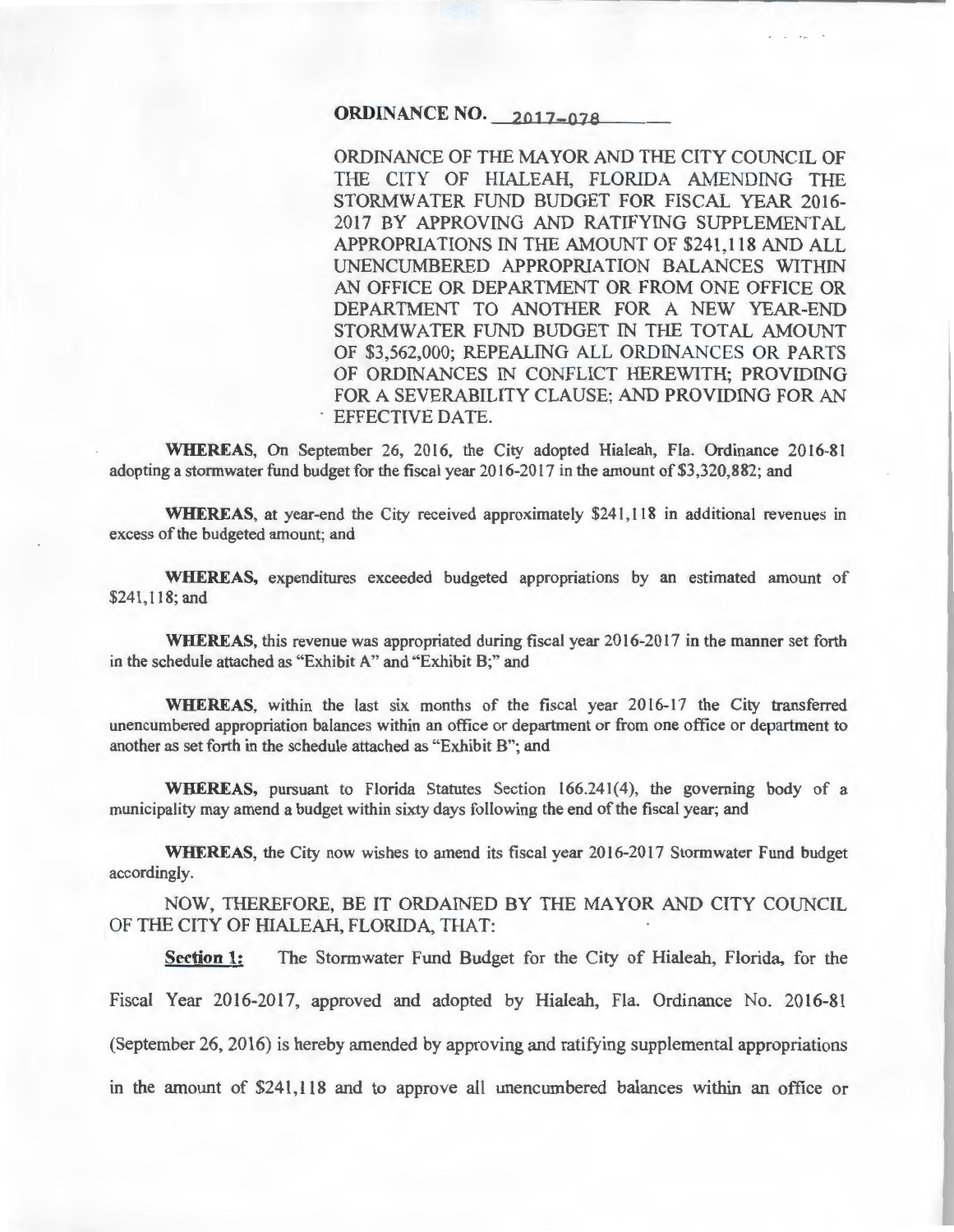**ORDINANCE NO. 2017-078**

ORDINANCE OF THE MAYOR AND THE CITY COUNCIL OF THE CITY OF HIALEAH, FLORIDA AMENDING THE STORMWATER FUND BUDGET FOR FISCAL YEAR 2016-2017 BY APPROVING AND RATIFYING SUPPLEMENTAL APPROPRIATIONS IN THE AMOUNT OF $241,118 AND ALL UNENCUMBERED APPROPRIATION BALANCES WITHIN AN OFFICE OR DEPARTMENT OR FROM ONE OFFICE OR DEPARTMENT TO ANOTHER FOR A NEW YEAR-END STORMWATER FUND BUDGET IN THE TOTAL AMOUNT OF $3,562,000; REPEALING ALL ORDINANCES OR PARTS OF ORDINANCES IN CONFLICT HEREWITH; PROVIDING FOR A SEVERABILITY CLAUSE; AND PROVIDING FOR AN EFFECTIVE DATE.

**WHEREAS**, On September 26, 2016, the City adopted Hialeah, Fla. Ordinance 2016-81 adopting a stormwater fund budget for the fiscal year 2016-2017 in the amount of $3,320,882; and

**WHEREAS**, at year-end the City received approximately $241,118 in additional revenues in excess of the budgeted amount; and

**WHEREAS,** expenditures exceeded budgeted appropriations by an estimated amount of $241,118; and

**WHEREAS,** this revenue was appropriated during fiscal year 2016-2017 in the manner set forth in the schedule attached as "Exhibit A" and "Exhibit B;" and

**WHEREAS**, within the last six months of the fiscal year 2016-17 the City transferred unencumbered appropriation balances within an office or department or from one office or department to another as set forth in the schedule attached as "Exhibit B"; and

**WHEREAS,** pursuant to Florida Statutes Section 166.241(4), the governing body of a municipality may amend a budget within sixty days following the end of the fiscal year; and

**WHEREAS**, the City now wishes to amend its fiscal year 2016-2017 Stormwater Fund budget accordingly.

NOW, THEREFORE, BE IT ORDAINED BY THE MAYOR AND CITY COUNCIL OF THE CITY OF HIALEAH, FLORIDA, THAT:

**Section 1:** The Stormwater Fund Budget for the City of Hialeah, Florida, for the Fiscal Year 2016-2017, approved and adopted by Hialeah, Fla. Ordinance No. 2016-81 (September 26, 2016) is hereby amended by approving and ratifying supplemental appropriations in the amount of $241,118 and to approve all unencumbered balances within an office or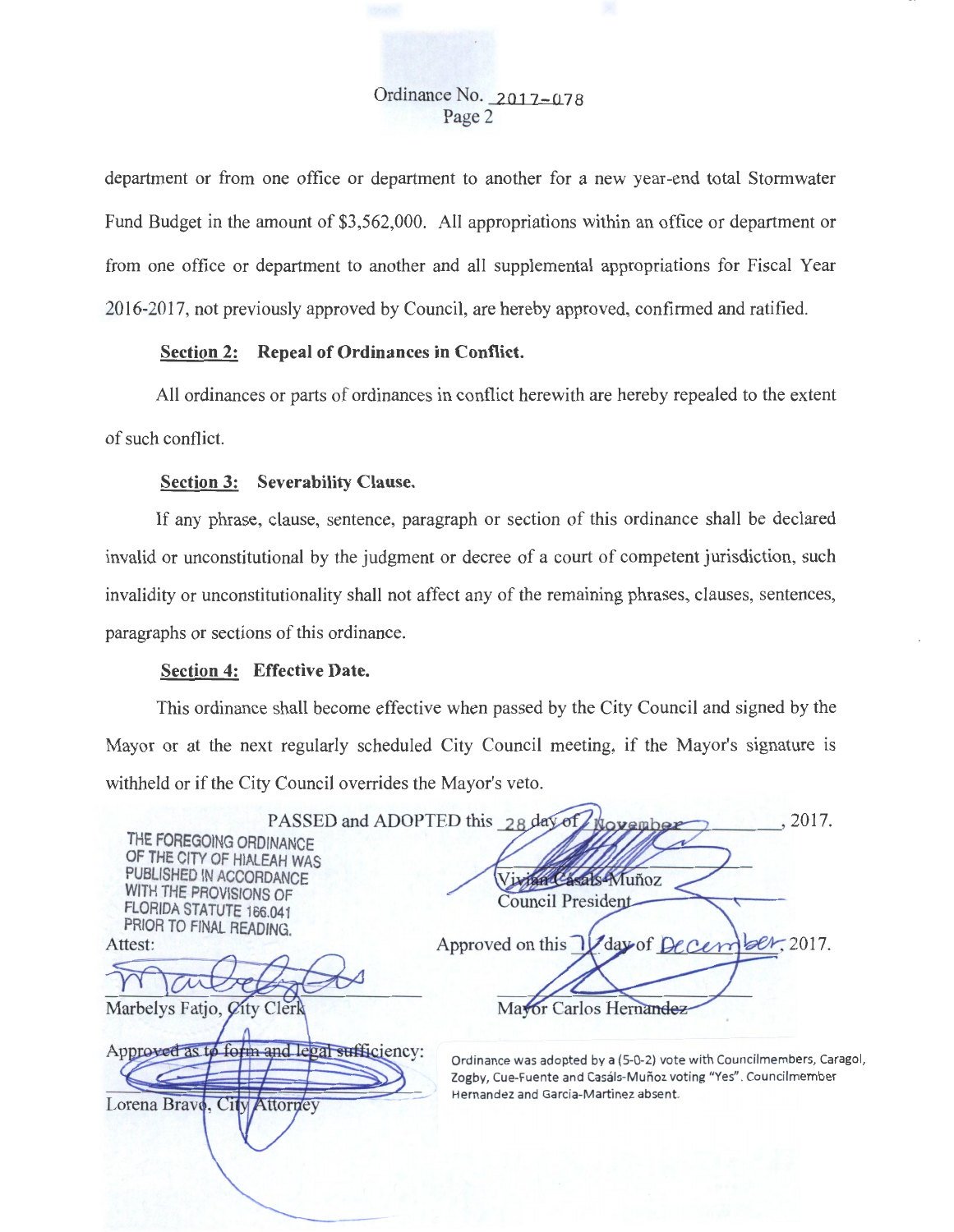Ordinance No. 2017-078
Page 2

department or from one office or department to another for a new year-end total Stormwater Fund Budget in the amount of $3,562,000. All appropriations within an office or department or from one office or department to another and all supplemental appropriations for Fiscal Year 2016-2017, not previously approved by Council, are hereby approved, confirmed and ratified.

**Section 2: Repeal of Ordinances in Conflict.**

All ordinances or parts of ordinances in conflict herewith are hereby repealed to the extent of such conflict.

**Section 3: Severability Clause.**

If any phrase, clause, sentence, paragraph or section of this ordinance shall be declared invalid or unconstitutional by the judgment or decree of a court of competent jurisdiction, such invalidity or unconstitutionality shall not affect any of the remaining phrases, clauses, sentences, paragraphs or sections of this ordinance.

**Section 4: Effective Date.**

This ordinance shall become effective when passed by the City Council and signed by the Mayor or at the next regularly scheduled City Council meeting, if the Mayor's signature is withheld or if the City Council overrides the Mayor's veto.

PASSED and ADOPTED this 28 day of November, 2017.

THE FOREGOING ORDINANCE OF THE CITY OF HIALEAH WAS PUBLISHED IN ACCORDANCE WITH THE PROVISIONS OF FLORIDA STATUTE 166.041 PRIOR TO FINAL READING.

Vivian Casals-Muñoz
Council President

Attest:

Approved on this 1 day of December, 2017.

Marbelys Fatjo, City Clerk

Mayor Carlos Hernandez

Approved as to form and legal sufficiency:

Lorena Bravo, City Attorney

Ordinance was adopted by a (5-0-2) vote with Councilmembers, Caragol, Zogby, Cue-Fuente and Casáls-Muñoz voting "Yes". Councilmember Hernandez and Garcia-Martinez absent.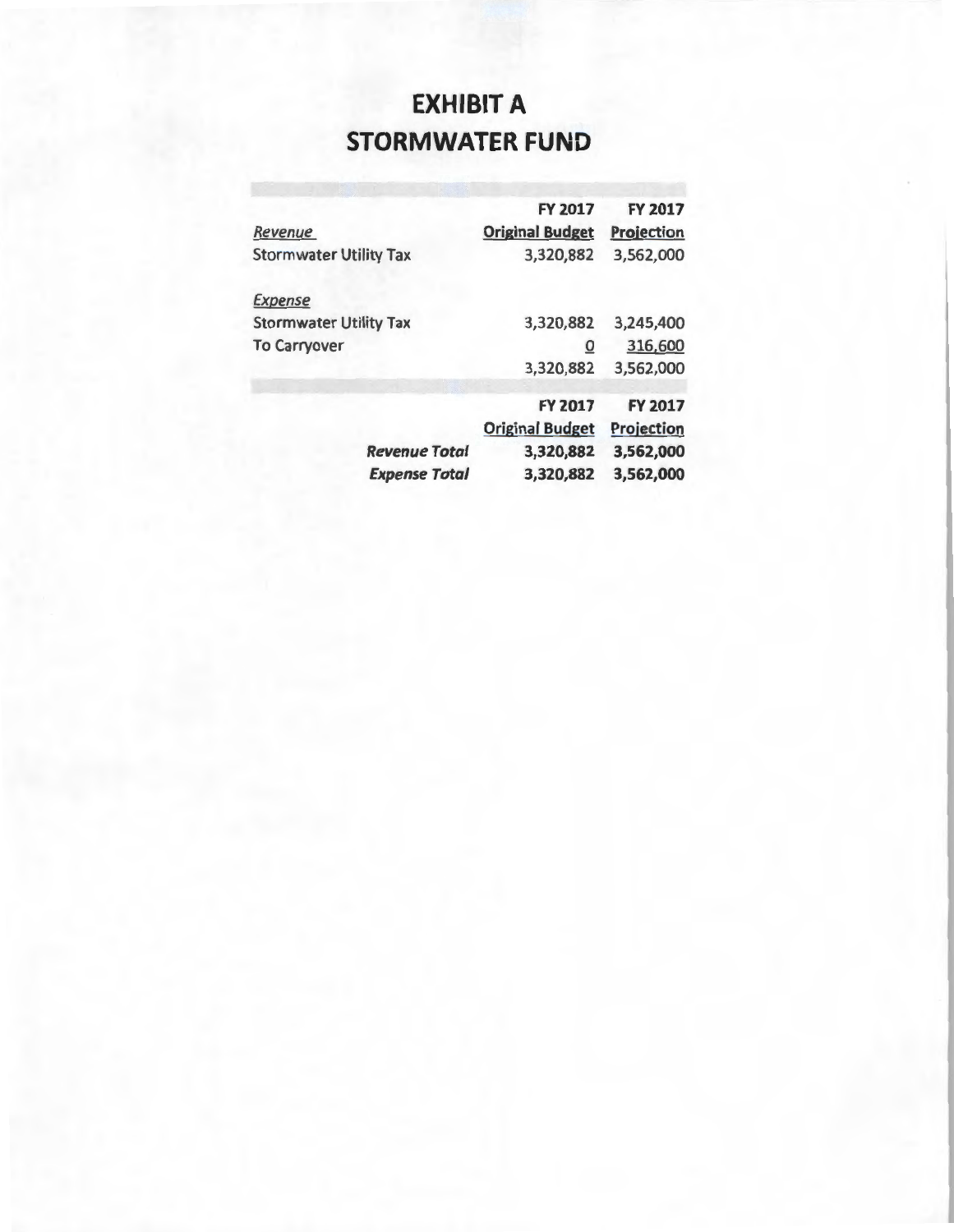# EXHIBIT A
# STORMWATER FUND

| | FY 2017 Original Budget | FY 2017 Projection |
|---|---|---|
| *Revenue* | | |
| Stormwater Utility Tax | 3,320,882 | 3,562,000 |
| | | |
| *Expense* | | |
| Stormwater Utility Tax | 3,320,882 | 3,245,400 |
| To Carryover | 0 | 316,600 |
| | 3,320,882 | 3,562,000 |

| | FY 2017 Original Budget | FY 2017 Projection |
|---|---|---|
| ***Revenue Total*** | **3,320,882** | **3,562,000** |
| ***Expense Total*** | **3,320,882** | **3,562,000** |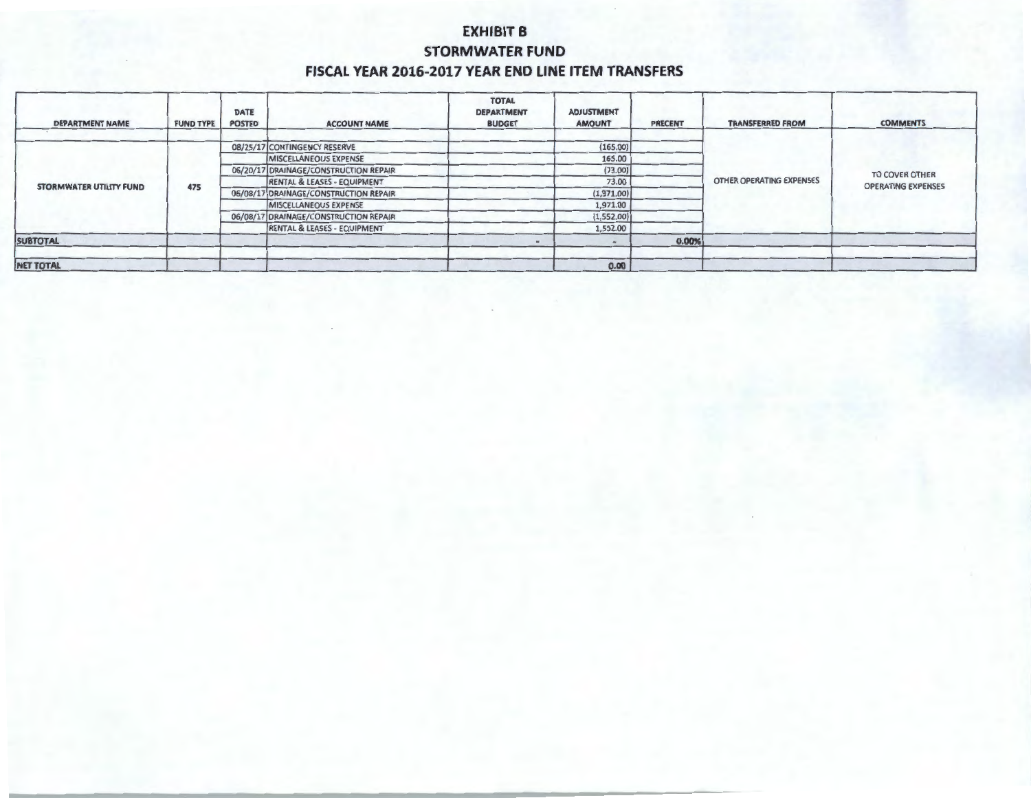# EXHIBIT B
# STORMWATER FUND
# FISCAL YEAR 2016-2017 YEAR END LINE ITEM TRANSFERS

| DEPARTMENT NAME | FUND TYPE | DATE POSTED | ACCOUNT NAME | TOTAL DEPARTMENT BUDGET | ADJUSTMENT AMOUNT | PRECENT | TRANSFERRED FROM | COMMENTS |
|---|---|---|---|---|---|---|---|---|
| STORMWATER UTILITY FUND | 475 | 08/25/17 | CONTINGENCY RESERVE | | (165.00) | | OTHER OPERATING EXPENSES | TO COVER OTHER OPERATING EXPENSES |
| | | | MISCELLANEOUS EXPENSE | | 165.00 | | | |
| | | 06/20/17 | DRAINAGE/CONSTRUCTION REPAIR | | (73.00) | | | |
| | | | RENTAL & LEASES - EQUIPMENT | | 73.00 | | | |
| | | 06/08/17 | DRAINAGE/CONSTRUCTION REPAIR | | (1,971.00) | | | |
| | | | MISCELLANEOUS EXPENSE | | 1,971.00 | | | |
| | | 06/08/17 | DRAINAGE/CONSTRUCTION REPAIR | | (1,552.00) | | | |
| | | | RENTAL & LEASES - EQUIPMENT | | 1,552.00 | | | |
| SUBTOTAL | | | | - | - | 0.00% | | |
| | | | | | | | | |
| NET TOTAL | | | | | 0.00 | | | |